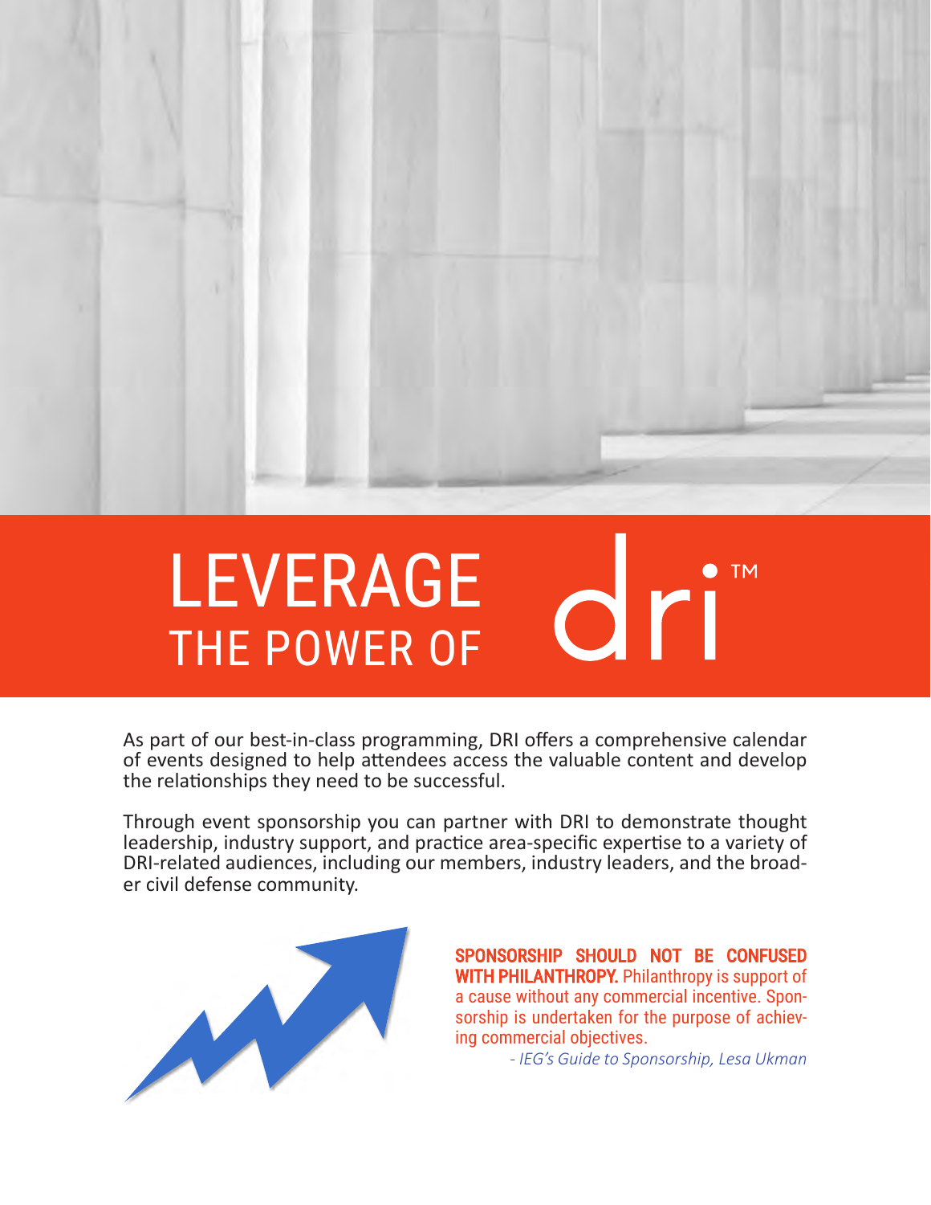# LEVERAGE THE POWER OF dri™

As part of our best-in-class programming, DRI offers a comprehensive calendar of events designed to help attendees access the valuable content and develop the relationships they need to be successful.

Through event sponsorship you can partner with DRI to demonstrate thought leadership, industry support, and practice area-specific expertise to a variety of DRI-related audiences, including our members, industry leaders, and the broader civil defense community.

**SPONSORSHIP SHOULD NOT BE CONFUSED WITH PHILANTHROPY.** Philanthropy is support of a cause without any commercial incentive. Sponsorship is undertaken for the purpose of achieving commercial objectives.

- *IEG's Guide to Sponsorship, Lesa Ukman*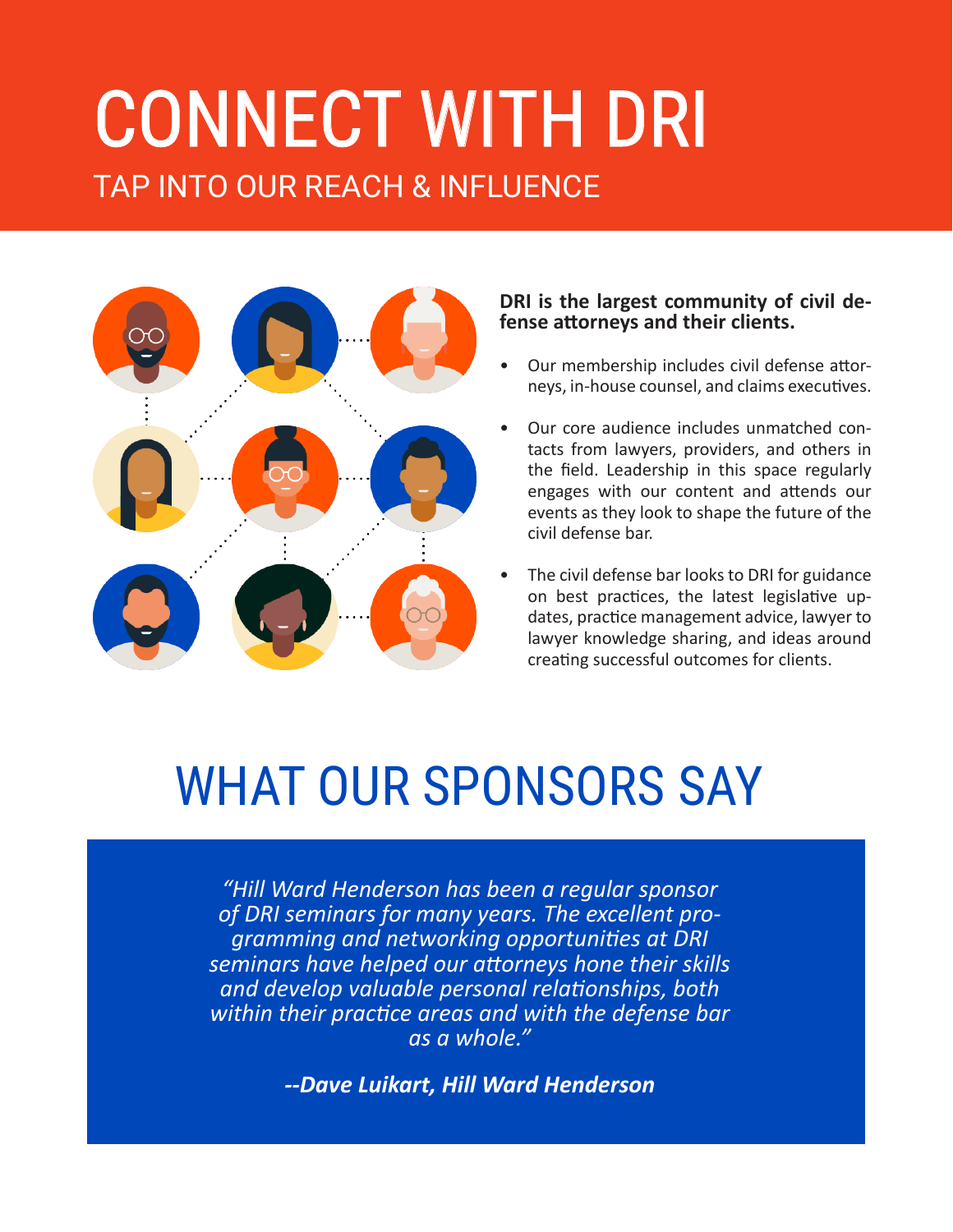# CONNECT WITH DRI

## TAP INTO OUR REACH & INFLUENCE

**DRI is the largest community of civil defense attorneys and their clients.**

- Our membership includes civil defense attorneys, in-house counsel, and claims executives.
- Our core audience includes unmatched contacts from lawyers, providers, and others in the field. Leadership in this space regularly engages with our content and attends our events as they look to shape the future of the civil defense bar.
- The civil defense bar looks to DRI for guidance on best practices, the latest legislative updates, practice management advice, lawyer to lawyer knowledge sharing, and ideas around creating successful outcomes for clients.

# WHAT OUR SPONSORS SAY

*"Hill Ward Henderson has been a regular sponsor of DRI seminars for many years. The excellent programming and networking opportunities at DRI seminars have helped our attorneys hone their skills and develop valuable personal relationships, both within their practice areas and with the defense bar as a whole."*

***--Dave Luikart, Hill Ward Henderson***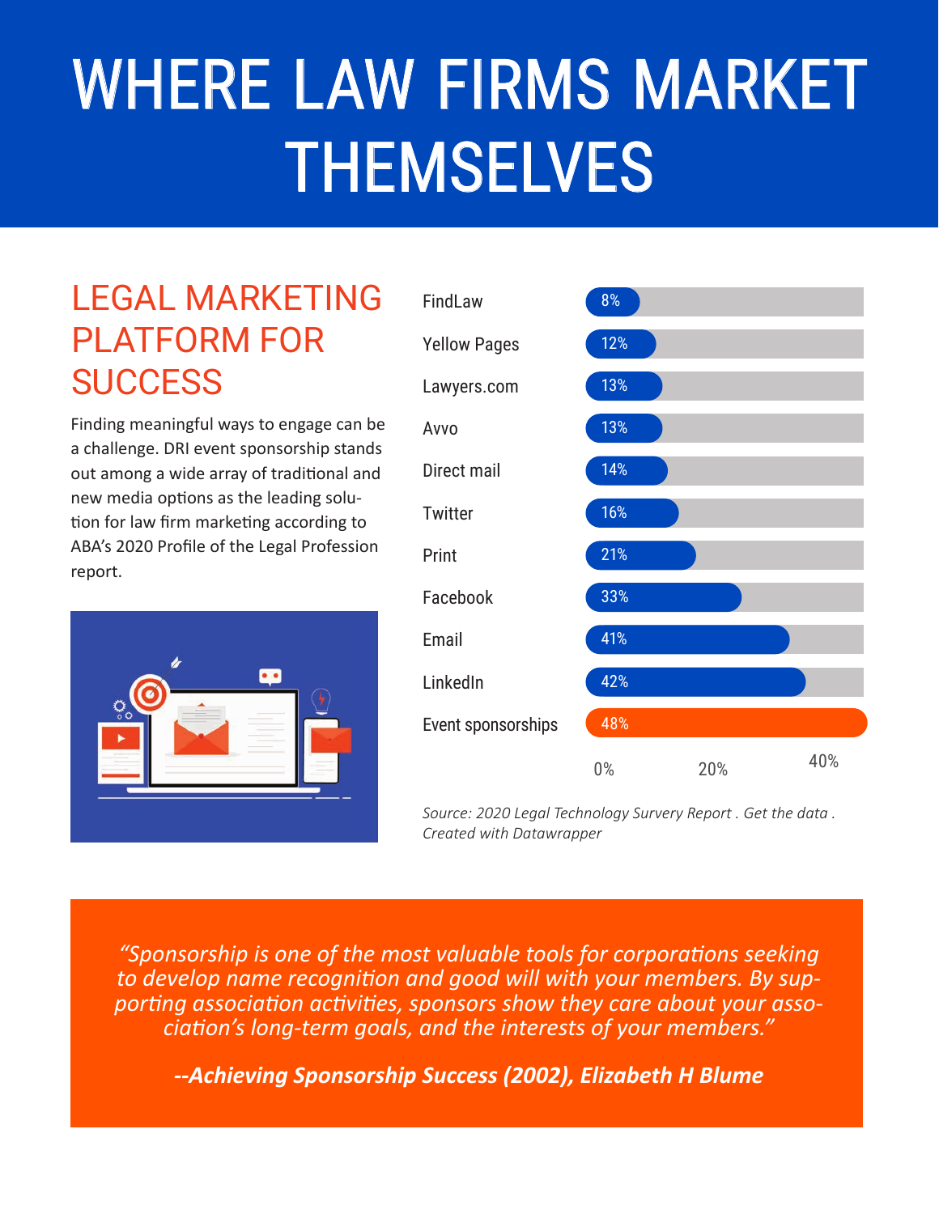# WHERE LAW FIRMS MARKET THEMSELVES

## LEGAL MARKETING PLATFORM FOR SUCCESS

Finding meaningful ways to engage can be a challenge. DRI event sponsorship stands out among a wide array of traditional and new media options as the leading solution for law firm marketing according to ABA's 2020 Profile of the Legal Profession report.

| Platform | Percentage |
| --- | --- |
| FindLaw | 8% |
| Yellow Pages | 12% |
| Lawyers.com | 13% |
| Avvo | 13% |
| Direct mail | 14% |
| Twitter | 16% |
| Print | 21% |
| Facebook | 33% |
| Email | 41% |
| LinkedIn | 42% |
| Event sponsorships | 48% |

*Source: 2020 Legal Technology Survery Report . Get the data . Created with Datawrapper*

*"Sponsorship is one of the most valuable tools for corporations seeking to develop name recognition and good will with your members. By supporting association activities, sponsors show they care about your association's long-term goals, and the interests of your members."*

***--Achieving Sponsorship Success (2002), Elizabeth H Blume***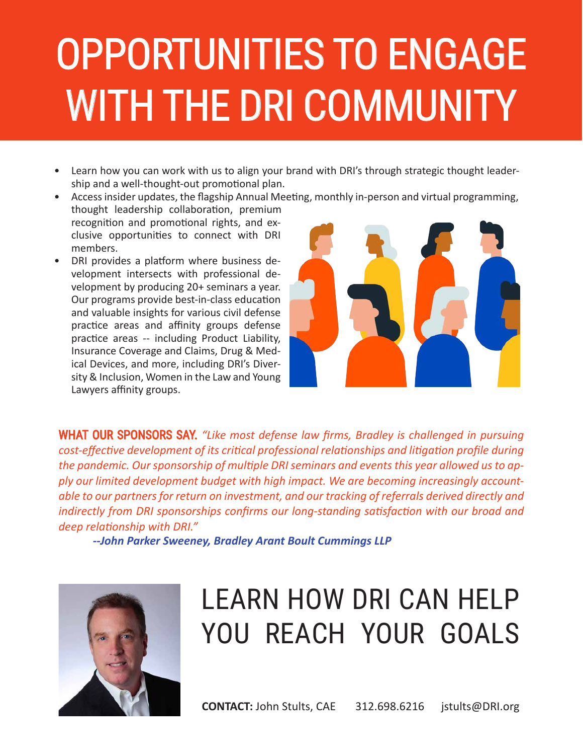# OPPORTUNITIES TO ENGAGE WITH THE DRI COMMUNITY

- Learn how you can work with us to align your brand with DRI's through strategic thought leadership and a well-thought-out promotional plan.
- Access insider updates, the flagship Annual Meeting, monthly in-person and virtual programming, thought leadership collaboration, premium recognition and promotional rights, and exclusive opportunities to connect with DRI members.
- DRI provides a platform where business development intersects with professional development by producing 20+ seminars a year. Our programs provide best-in-class education and valuable insights for various civil defense practice areas and affinity groups defense practice areas -- including Product Liability, Insurance Coverage and Claims, Drug & Medical Devices, and more, including DRI's Diversity & Inclusion, Women in the Law and Young Lawyers affinity groups.

**WHAT OUR SPONSORS SAY.** *"Like most defense law firms, Bradley is challenged in pursuing cost-effective development of its critical professional relationships and litigation profile during the pandemic. Our sponsorship of multiple DRI seminars and events this year allowed us to apply our limited development budget with high impact. We are becoming increasingly accountable to our partners for return on investment, and our tracking of referrals derived directly and indirectly from DRI sponsorships confirms our long-standing satisfaction with our broad and deep relationship with DRI."*

***--John Parker Sweeney, Bradley Arant Boult Cummings LLP***

# LEARN HOW DRI CAN HELP YOU REACH YOUR GOALS

**CONTACT:** John Stults, CAE 312.698.6216 jstults@DRI.org